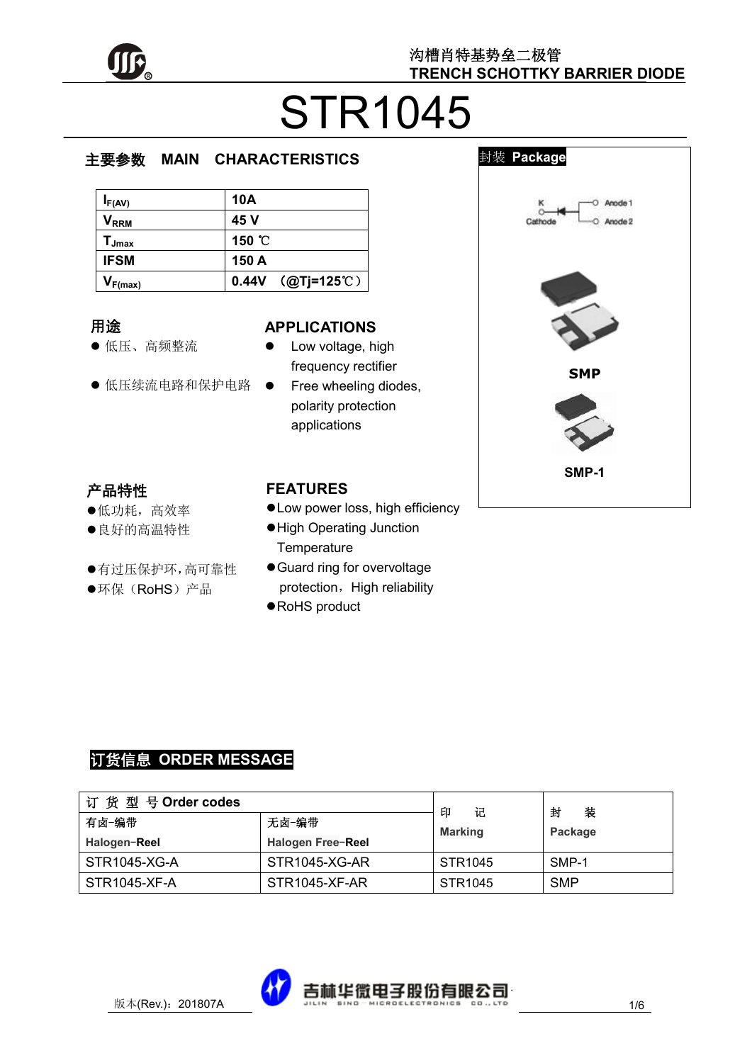沟槽肖特基势垒二极管
TRENCH SCHOTTKY BARRIER DIODE

# STR1045

## 主要参数 MAIN CHARACTERISTICS

| | |
|---|---|
| $I_{F(AV)}$ | 10A |
| $V_{RRM}$ | 45 V |
| $T_{Jmax}$ | 150 ℃ |
| IFSM | 150 A |
| $V_{F(max)}$ | 0.44V （@Tj=125℃） |

## 封装 Package

K Cathode — Anode 1, Anode 2

SMP

SMP-1

## 用途

- 低压、高频整流
- 低压续流电路和保护电路

## APPLICATIONS

- Low voltage, high frequency rectifier
- Free wheeling diodes, polarity protection applications

## 产品特性

- 低功耗，高效率
- 良好的高温特性
- 有过压保护环，高可靠性
- 环保（RoHS）产品

## FEATURES

- Low power loss, high efficiency
- High Operating Junction Temperature
- Guard ring for overvoltage protection，High reliability
- RoHS product

## 订货信息 ORDER MESSAGE

| 订 货 型 号 Order codes | | 印 记 Marking | 封 装 Package |
|---|---|---|---|
| 有卤-编带 Halogen-Reel | 无卤-编带 Halogen Free-Reel | | |
| STR1045-XG-A | STR1045-XG-AR | STR1045 | SMP-1 |
| STR1045-XF-A | STR1045-XF-AR | STR1045 | SMP |

版本(Rev.)：201807A

吉林华微电子股份有限公司 JILIN SINO MICROELECTRONICS CO., LTD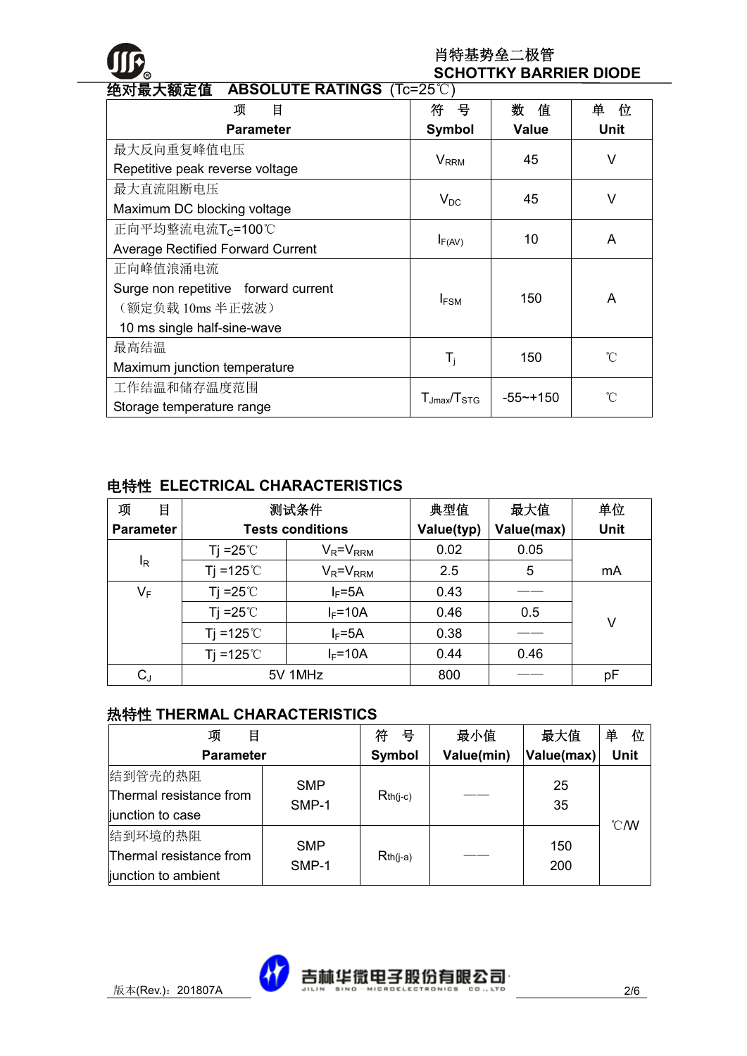## 绝对最大额定值 ABSOLUTE RATINGS (Tc=25℃)

| 项 目<br>Parameter | 符 号<br>Symbol | 数 值<br>Value | 单 位<br>Unit |
|---|---|---|---|
| 最大反向重复峰值电压<br>Repetitive peak reverse voltage | $V_{RRM}$ | 45 | V |
| 最大直流阻断电压<br>Maximum DC blocking voltage | $V_{DC}$ | 45 | V |
| 正向平均整流电流$T_C$=100℃<br>Average Rectified Forward Current | $I_{F(AV)}$ | 10 | A |
| 正向峰值浪涌电流<br>Surge non repetitive forward current<br>（额定负载 10ms 半正弦波）<br>10 ms single half-sine-wave | $I_{FSM}$ | 150 | A |
| 最高结温<br>Maximum junction temperature | $T_j$ | 150 | ℃ |
| 工作结温和储存温度范围<br>Storage temperature range | $T_{Jmax}/T_{STG}$ | -55~+150 | ℃ |

## 电特性 ELECTRICAL CHARACTERISTICS

| 项 目<br>Parameter | 测试条件<br>Tests conditions | | 典型值<br>Value(typ) | 最大值<br>Value(max) | 单位<br>Unit |
|---|---|---|---|---|---|
| $I_R$ | Tj =25℃ | $V_R=V_{RRM}$ | 0.02 | 0.05 | mA |
| | Tj =125℃ | $V_R=V_{RRM}$ | 2.5 | 5 | |
| $V_F$ | Tj =25℃ | $I_F$=5A | 0.43 | —— | V |
| | Tj =25℃ | $I_F$=10A | 0.46 | 0.5 | |
| | Tj =125℃ | $I_F$=5A | 0.38 | —— | |
| | Tj =125℃ | $I_F$=10A | 0.44 | 0.46 | |
| $C_J$ | 5V 1MHz | | 800 | —— | pF |

## 热特性 THERMAL CHARACTERISTICS

| 项 目<br>Parameter | | 符 号<br>Symbol | 最小值<br>Value(min) | 最大值<br>Value(max) | 单 位<br>Unit |
|---|---|---|---|---|---|
| 结到管壳的热阻<br>Thermal resistance from junction to case | SMP<br>SMP-1 | $R_{th(j-c)}$ | —— | 25<br>35 | ℃/W |
| 结到环境的热阻<br>Thermal resistance from junction to ambient | SMP<br>SMP-1 | $R_{th(j-a)}$ | —— | 150<br>200 | |

版本(Rev.)：201807A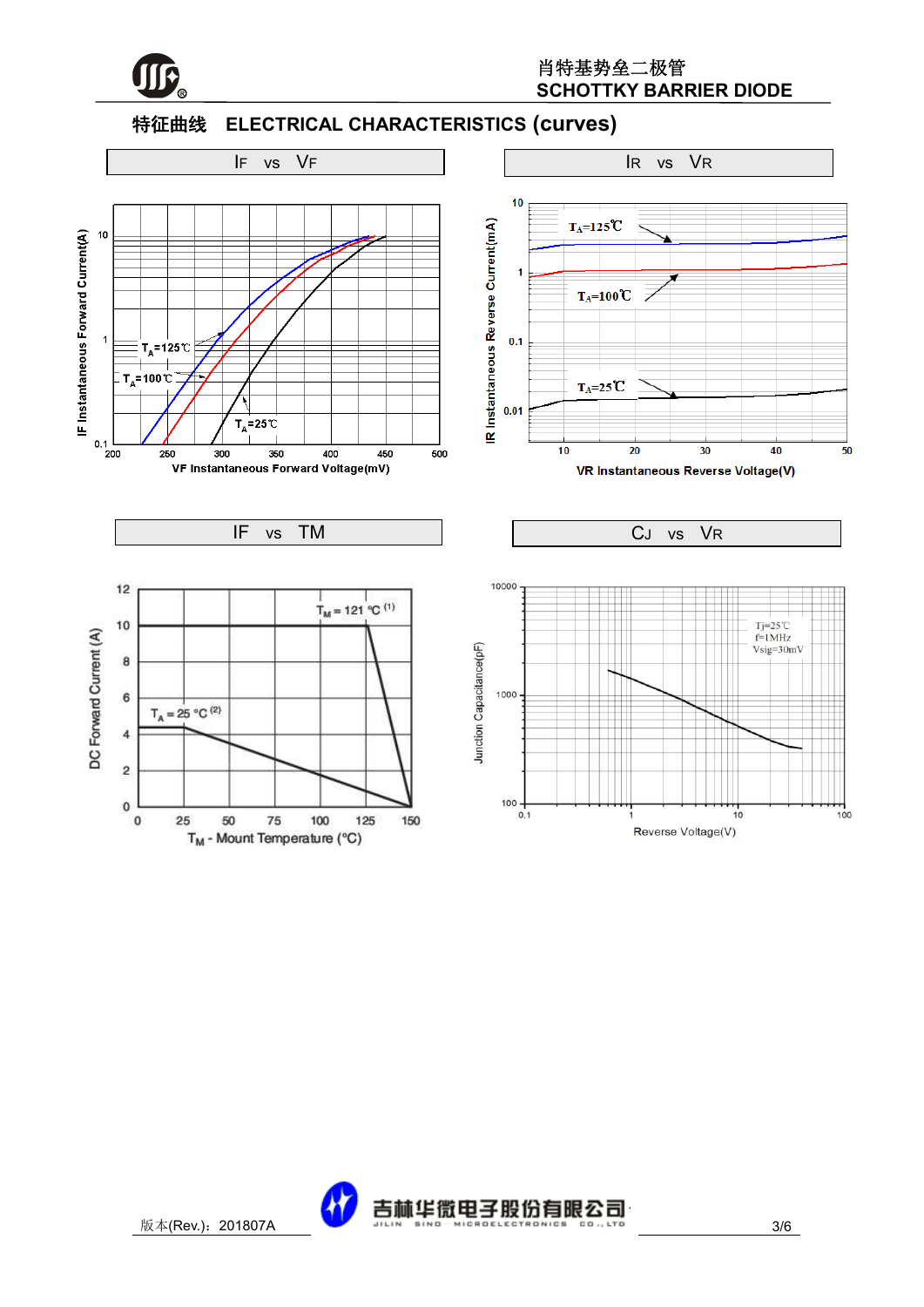## 特征曲线 ELECTRICAL CHARACTERISTICS (curves)

### IF vs VF

IF Instantaneous Forward Current(A)

10

1

0.1

$T_A$=125℃

$T_A$=100℃

$T_A$=25℃

200 250 300 350 400 450 500

VF Instantaneous Forward Voltage(mV)

### IR vs VR

IR Instantaneous Reverse Current(mA)

10

1

0.1

0.01

$T_A$=125℃

$T_A$=100℃

$T_A$=25℃

10 20 30 40 50

VR Instantaneous Reverse Voltage(V)

### IF vs TM

DC Forward Current (A)

12 10 8 6 4 2 0

$T_M$ = 121 °C (1)

$T_A$ = 25 °C (2)

0 25 50 75 100 125 150

$T_M$ - Mount Temperature (°C)

### CJ vs VR

Junction Capacitance(pF)

10000

1000

100

Tj=25℃
f=1MHz
Vsig=30mV

0.1 1 10 100

Reverse Voltage(V)

版本(Rev.)：201807A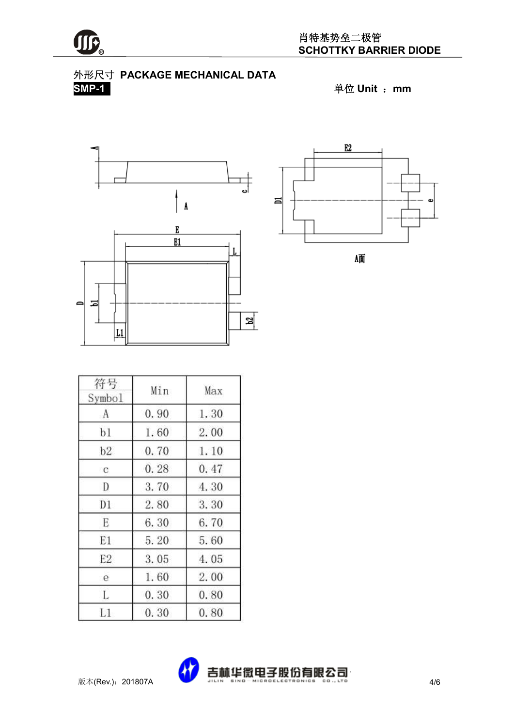## 外形尺寸 PACKAGE MECHANICAL DATA

**SMP-1**

单位 Unit ： mm

A面

| 符号 Symbol | Min | Max |
|---|---|---|
| A | 0.90 | 1.30 |
| b1 | 1.60 | 2.00 |
| b2 | 0.70 | 1.10 |
| c | 0.28 | 0.47 |
| D | 3.70 | 4.30 |
| D1 | 2.80 | 3.30 |
| E | 6.30 | 6.70 |
| E1 | 5.20 | 5.60 |
| E2 | 3.05 | 4.05 |
| e | 1.60 | 2.00 |
| L | 0.30 | 0.80 |
| L1 | 0.30 | 0.80 |

版本(Rev.)：201807A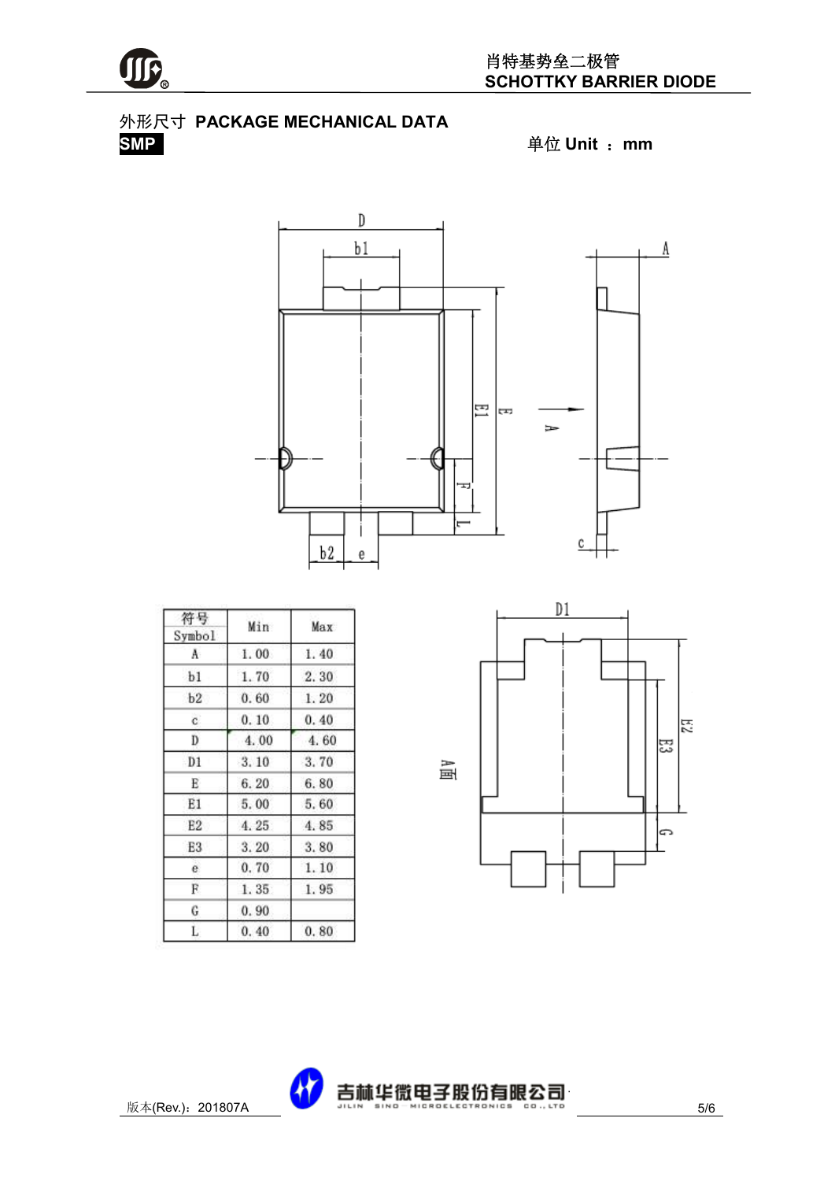## 外形尺寸 PACKAGE MECHANICAL DATA

**SMP**

单位 Unit ： mm

| 符号 Symbol | Min | Max |
|---|---|---|
| A | 1.00 | 1.40 |
| b1 | 1.70 | 2.30 |
| b2 | 0.60 | 1.20 |
| c | 0.10 | 0.40 |
| D | 4.00 | 4.60 |
| D1 | 3.10 | 3.70 |
| E | 6.20 | 6.80 |
| E1 | 5.00 | 5.60 |
| E2 | 4.25 | 4.85 |
| E3 | 3.20 | 3.80 |
| e | 0.70 | 1.10 |
| F | 1.35 | 1.95 |
| G | 0.90 | |
| L | 0.40 | 0.80 |

版本(Rev.)：201807A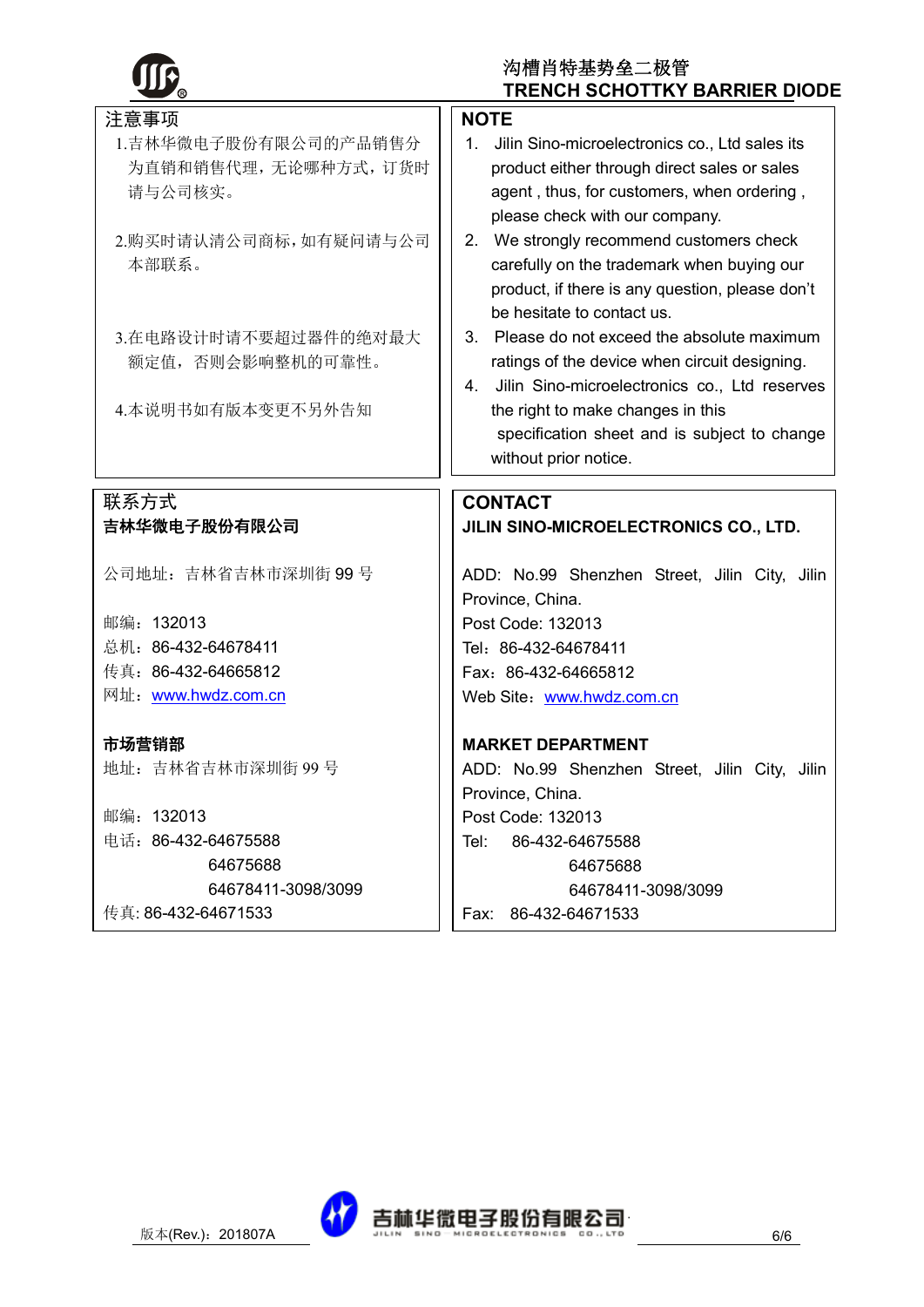## 注意事项

1.吉林华微电子股份有限公司的产品销售分为直销和销售代理，无论哪种方式，订货时请与公司核实。

2.购买时请认清公司商标，如有疑问请与公司本部联系。

3.在电路设计时请不要超过器件的绝对最大额定值，否则会影响整机的可靠性。

4.本说明书如有版本变更不另外告知

## NOTE

1. Jilin Sino-microelectronics co., Ltd sales its product either through direct sales or sales agent , thus, for customers, when ordering , please check with our company.
2. We strongly recommend customers check carefully on the trademark when buying our product, if there is any question, please don't be hesitate to contact us.
3. Please do not exceed the absolute maximum ratings of the device when circuit designing.
4. Jilin Sino-microelectronics co., Ltd reserves the right to make changes in this specification sheet and is subject to change without prior notice.

## 联系方式

**吉林华微电子股份有限公司**

公司地址：吉林省吉林市深圳街 99 号

邮编：132013
总机：86-432-64678411
传真：86-432-64665812
网址：www.hwdz.com.cn

**市场营销部**

地址：吉林省吉林市深圳街 99 号

邮编：132013
电话：86-432-64675588
64675688
64678411-3098/3099
传真: 86-432-64671533

## CONTACT

**JILIN SINO-MICROELECTRONICS CO., LTD.**

ADD: No.99 Shenzhen Street, Jilin City, Jilin Province, China.
Post Code: 132013
Tel：86-432-64678411
Fax：86-432-64665812
Web Site：www.hwdz.com.cn

**MARKET DEPARTMENT**

ADD: No.99 Shenzhen Street, Jilin City, Jilin Province, China.
Post Code: 132013
Tel: 86-432-64675588
64675688
64678411-3098/3099
Fax: 86-432-64671533

版本(Rev.)：201807A